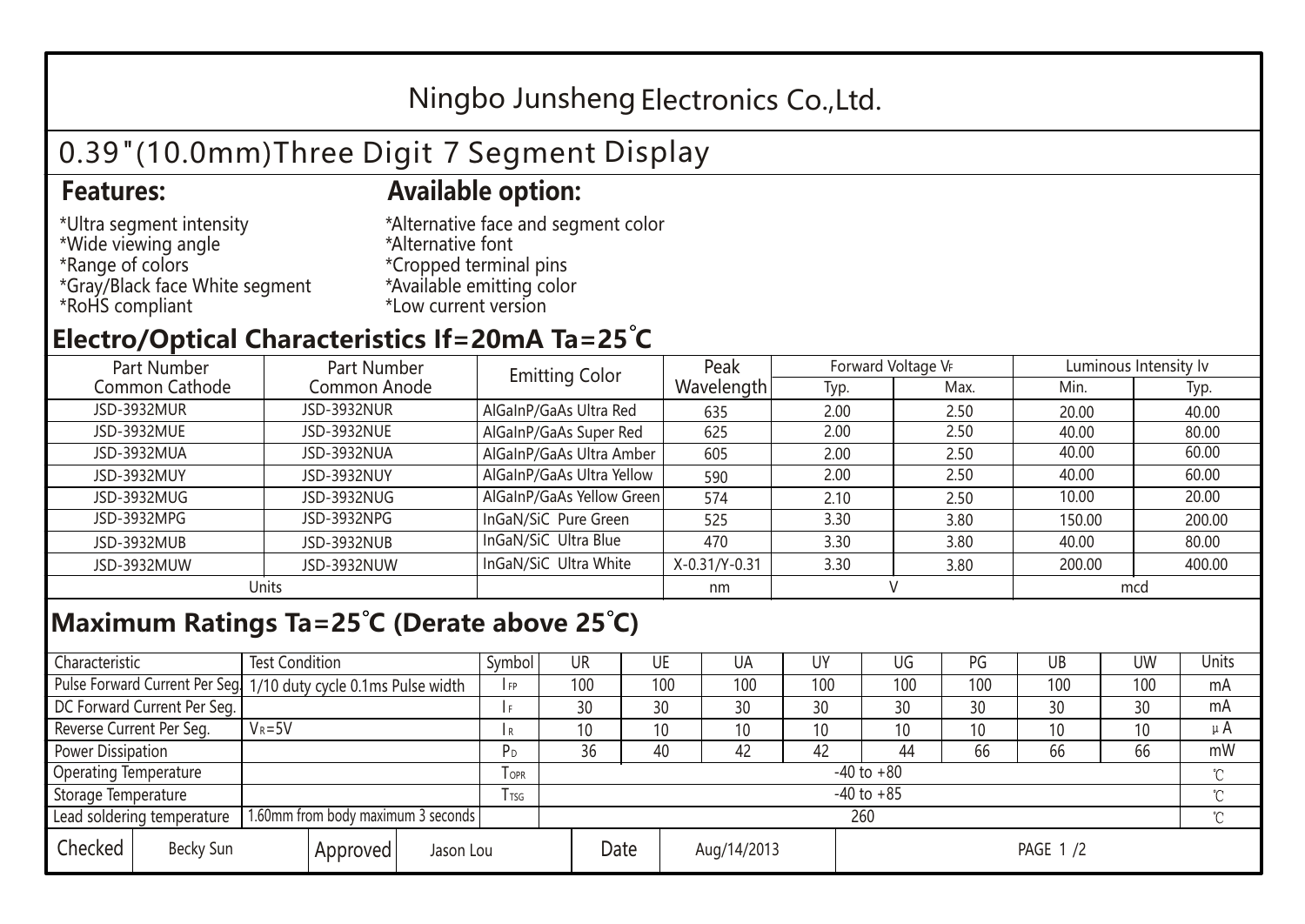# Ningbo Junsheng Electronics Co.,Ltd.

## 0.39"(10.0mm)Three Digit 7 Segment Display

### Features:

*Ultra segment intensity
*Wide viewing angle
*Range of colors
*Gray/Black face White segment
*RoHS compliant

### Available option:

*Alternative face and segment color
*Alternative font
*Cropped terminal pins
*Available emitting color
*Low current version

## Electro/Optical Characteristics If=20mA Ta=25°C

| Part Number Common Cathode | Part Number Common Anode | Emitting Color | Peak Wavelength | Forward Voltage $V_F$ | | Luminous Intensity Iv | |
|---|---|---|---|---|---|---|---|
| | | | | Typ. | Max. | Min. | Typ. |
| JSD-3932MUR | JSD-3932NUR | AlGaInP/GaAs Ultra Red | 635 | 2.00 | 2.50 | 20.00 | 40.00 |
| JSD-3932MUE | JSD-3932NUE | AlGaInP/GaAs Super Red | 625 | 2.00 | 2.50 | 40.00 | 80.00 |
| JSD-3932MUA | JSD-3932NUA | AlGaInP/GaAs Ultra Amber | 605 | 2.00 | 2.50 | 40.00 | 60.00 |
| JSD-3932MUY | JSD-3932NUY | AlGaInP/GaAs Ultra Yellow | 590 | 2.00 | 2.50 | 40.00 | 60.00 |
| JSD-3932MUG | JSD-3932NUG | AlGaInP/GaAs Yellow Green | 574 | 2.10 | 2.50 | 10.00 | 20.00 |
| JSD-3932MPG | JSD-3932NPG | InGaN/SiC Pure Green | 525 | 3.30 | 3.80 | 150.00 | 200.00 |
| JSD-3932MUB | JSD-3932NUB | InGaN/SiC Ultra Blue | 470 | 3.30 | 3.80 | 40.00 | 80.00 |
| JSD-3932MUW | JSD-3932NUW | InGaN/SiC Ultra White | X-0.31/Y-0.31 | 3.30 | 3.80 | 200.00 | 400.00 |
| Units | | | nm | V | | mcd | |

## Maximum Ratings Ta=25°C (Derate above 25°C)

| Characteristic | Test Condition | Symbol | UR | UE | UA | UY | UG | PG | UB | UW | Units |
|---|---|---|---|---|---|---|---|---|---|---|---|
| Pulse Forward Current Per Seg. | 1/10 duty cycle 0.1ms Pulse width | $I_{FP}$ | 100 | 100 | 100 | 100 | 100 | 100 | 100 | 100 | mA |
| DC Forward Current Per Seg. | | $I_F$ | 30 | 30 | 30 | 30 | 30 | 30 | 30 | 30 | mA |
| Reverse Current Per Seg. | $V_R$=5V | $I_R$ | 10 | 10 | 10 | 10 | 10 | 10 | 10 | 10 | μA |
| Power Dissipation | | $P_D$ | 36 | 40 | 42 | 42 | 44 | 66 | 66 | 66 | mW |
| Operating Temperature | | $T_{OPR}$ | -40 to +80 | | | | | | | | ℃ |
| Storage Temperature | | $T_{TSG}$ | -40 to +85 | | | | | | | | ℃ |
| Lead soldering temperature | 1.60mm from body maximum 3 seconds | | 260 | | | | | | | | ℃ |

| Checked | Becky Sun | Approved | Jason Lou | Date | Aug/14/2013 |
|---|---|---|---|---|---|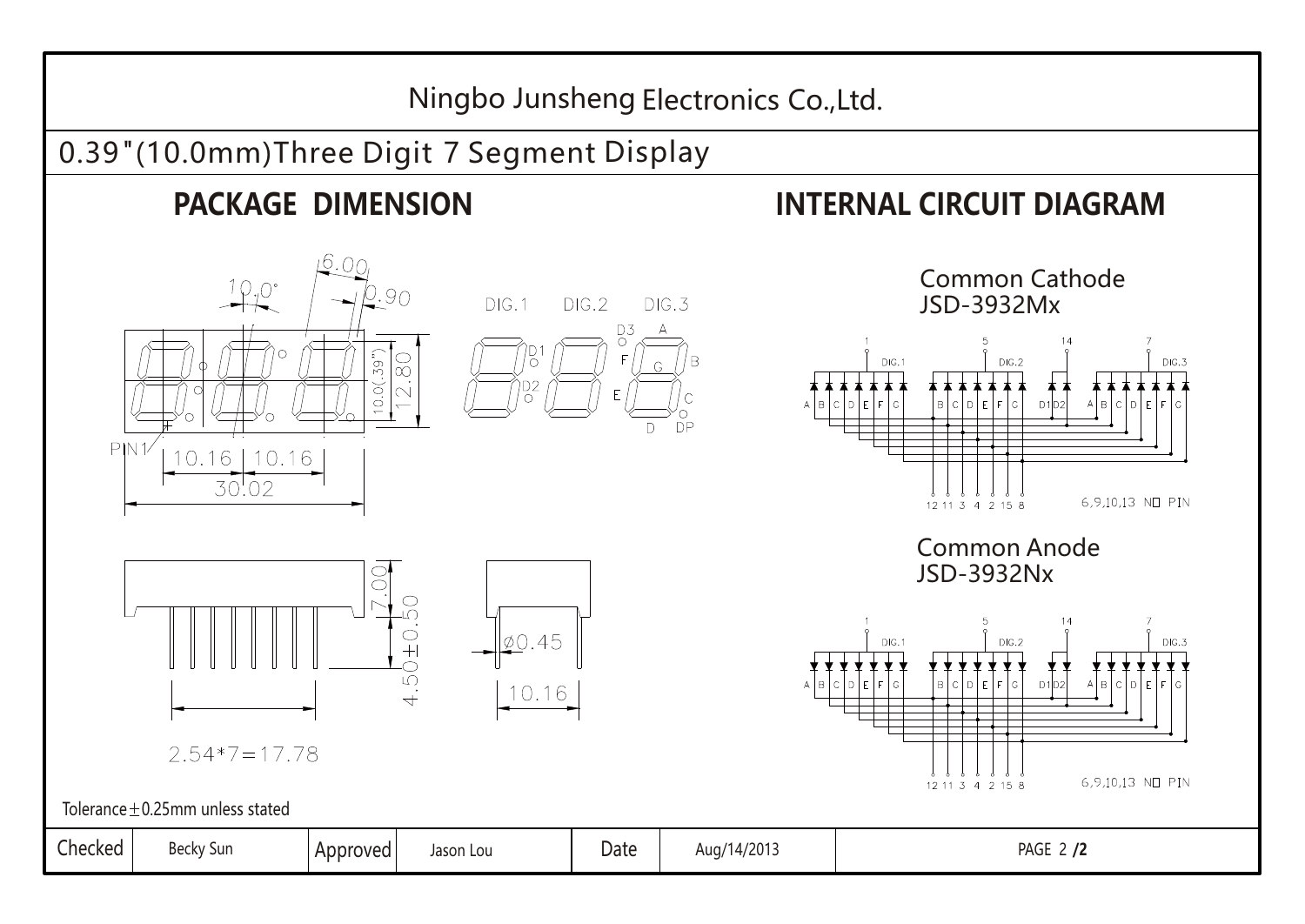Ningbo Junsheng Electronics Co.,Ltd.

0.39"(10.0mm)Three Digit 7 Segment Display

## PACKAGE DIMENSION

6.00

10.0°

0.90

PIN1

10.0(.39")

12.80

10.16

10.16

30.02

DIG.1 DIG.2 DIG.3

D1 D2 D3

A B C D E F G DP

7.00

4.50±0.50

2.54*7=17.78

Ø0.45

10.16

Tolerance ± 0.25mm unless stated

## INTERNAL CIRCUIT DIAGRAM

Common Cathode
JSD-3932Mx

1 5 14 7

DIG.1 DIG.2 DIG.3

A B C D E F G B C D E F G D1 D2 A B C D E F G

12 11 3 4 2 15 8

6,9,10,13 NO PIN

Common Anode
JSD-3932Nx

1 5 14 7

DIG.1 DIG.2 DIG.3

A B C D E F G B C D E F G D1 D2 A B C D E F G

12 11 3 4 2 15 8

6,9,10,13 NO PIN

| Checked | Becky Sun | Approved | Jason Lou | Date | Aug/14/2013 |
| --- | --- | --- | --- | --- | --- |